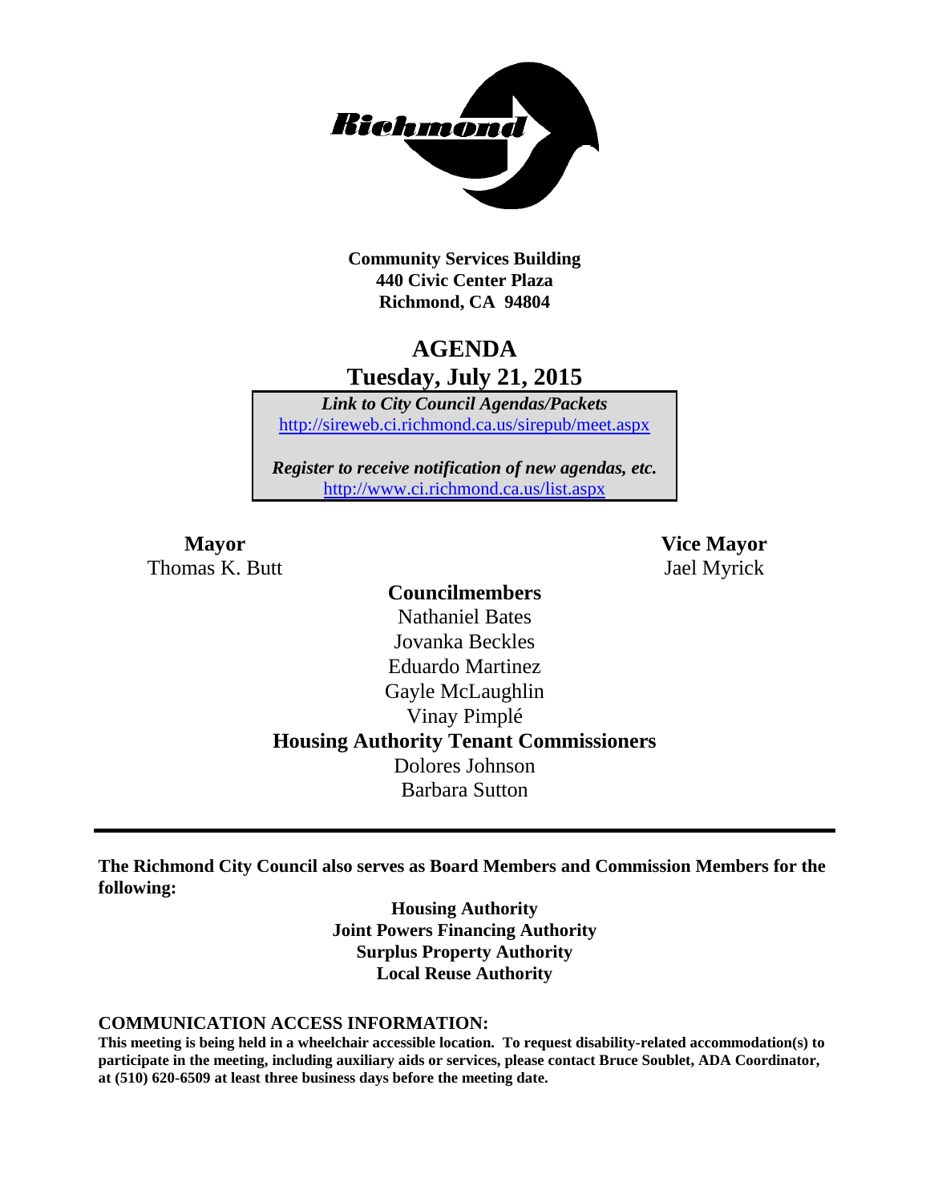**Community Services Building**
**440 Civic Center Plaza**
**Richmond, CA 94804**

# AGENDA
## Tuesday, July 21, 2015

***Link to City Council Agendas/Packets***
http://sireweb.ci.richmond.ca.us/sirepub/meet.aspx

***Register to receive notification of new agendas, etc.***
http://www.ci.richmond.ca.us/list.aspx

**Mayor**
Thomas K. Butt

**Vice Mayor**
Jael Myrick

**Councilmembers**
Nathaniel Bates
Jovanka Beckles
Eduardo Martinez
Gayle McLaughlin
Vinay Pimplé

**Housing Authority Tenant Commissioners**
Dolores Johnson
Barbara Sutton

---

**The Richmond City Council also serves as Board Members and Commission Members for the following:**

**Housing Authority**
**Joint Powers Financing Authority**
**Surplus Property Authority**
**Local Reuse Authority**

**COMMUNICATION ACCESS INFORMATION:**
**This meeting is being held in a wheelchair accessible location. To request disability-related accommodation(s) to participate in the meeting, including auxiliary aids or services, please contact Bruce Soublet, ADA Coordinator, at (510) 620-6509 at least three business days before the meeting date.**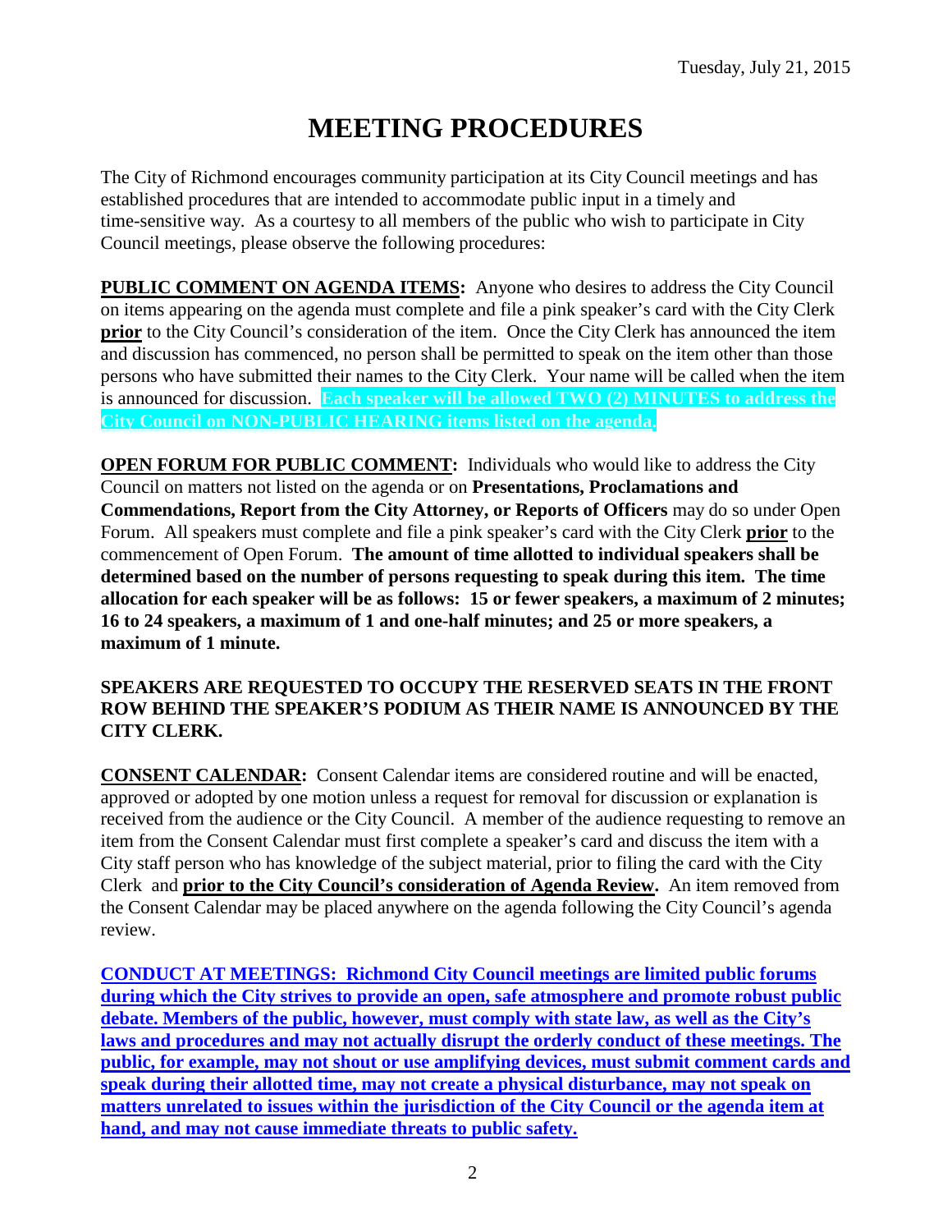Tuesday, July 21, 2015

# MEETING PROCEDURES

The City of Richmond encourages community participation at its City Council meetings and has established procedures that are intended to accommodate public input in a timely and time-sensitive way. As a courtesy to all members of the public who wish to participate in City Council meetings, please observe the following procedures:

**PUBLIC COMMENT ON AGENDA ITEMS:** Anyone who desires to address the City Council on items appearing on the agenda must complete and file a pink speaker's card with the City Clerk **prior** to the City Council's consideration of the item. Once the City Clerk has announced the item and discussion has commenced, no person shall be permitted to speak on the item other than those persons who have submitted their names to the City Clerk. Your name will be called when the item is announced for discussion. **Each speaker will be allowed TWO (2) MINUTES to address the City Council on NON-PUBLIC HEARING items listed on the agenda.**

**OPEN FORUM FOR PUBLIC COMMENT:** Individuals who would like to address the City Council on matters not listed on the agenda or on **Presentations, Proclamations and Commendations, Report from the City Attorney, or Reports of Officers** may do so under Open Forum. All speakers must complete and file a pink speaker's card with the City Clerk **prior** to the commencement of Open Forum. **The amount of time allotted to individual speakers shall be determined based on the number of persons requesting to speak during this item. The time allocation for each speaker will be as follows: 15 or fewer speakers, a maximum of 2 minutes; 16 to 24 speakers, a maximum of 1 and one-half minutes; and 25 or more speakers, a maximum of 1 minute.**

**SPEAKERS ARE REQUESTED TO OCCUPY THE RESERVED SEATS IN THE FRONT ROW BEHIND THE SPEAKER'S PODIUM AS THEIR NAME IS ANNOUNCED BY THE CITY CLERK.**

**CONSENT CALENDAR:** Consent Calendar items are considered routine and will be enacted, approved or adopted by one motion unless a request for removal for discussion or explanation is received from the audience or the City Council. A member of the audience requesting to remove an item from the Consent Calendar must first complete a speaker's card and discuss the item with a City staff person who has knowledge of the subject material, prior to filing the card with the City Clerk and **prior to the City Council's consideration of Agenda Review.** An item removed from the Consent Calendar may be placed anywhere on the agenda following the City Council's agenda review.

**CONDUCT AT MEETINGS: Richmond City Council meetings are limited public forums during which the City strives to provide an open, safe atmosphere and promote robust public debate. Members of the public, however, must comply with state law, as well as the City's laws and procedures and may not actually disrupt the orderly conduct of these meetings. The public, for example, may not shout or use amplifying devices, must submit comment cards and speak during their allotted time, may not create a physical disturbance, may not speak on matters unrelated to issues within the jurisdiction of the City Council or the agenda item at hand, and may not cause immediate threats to public safety.**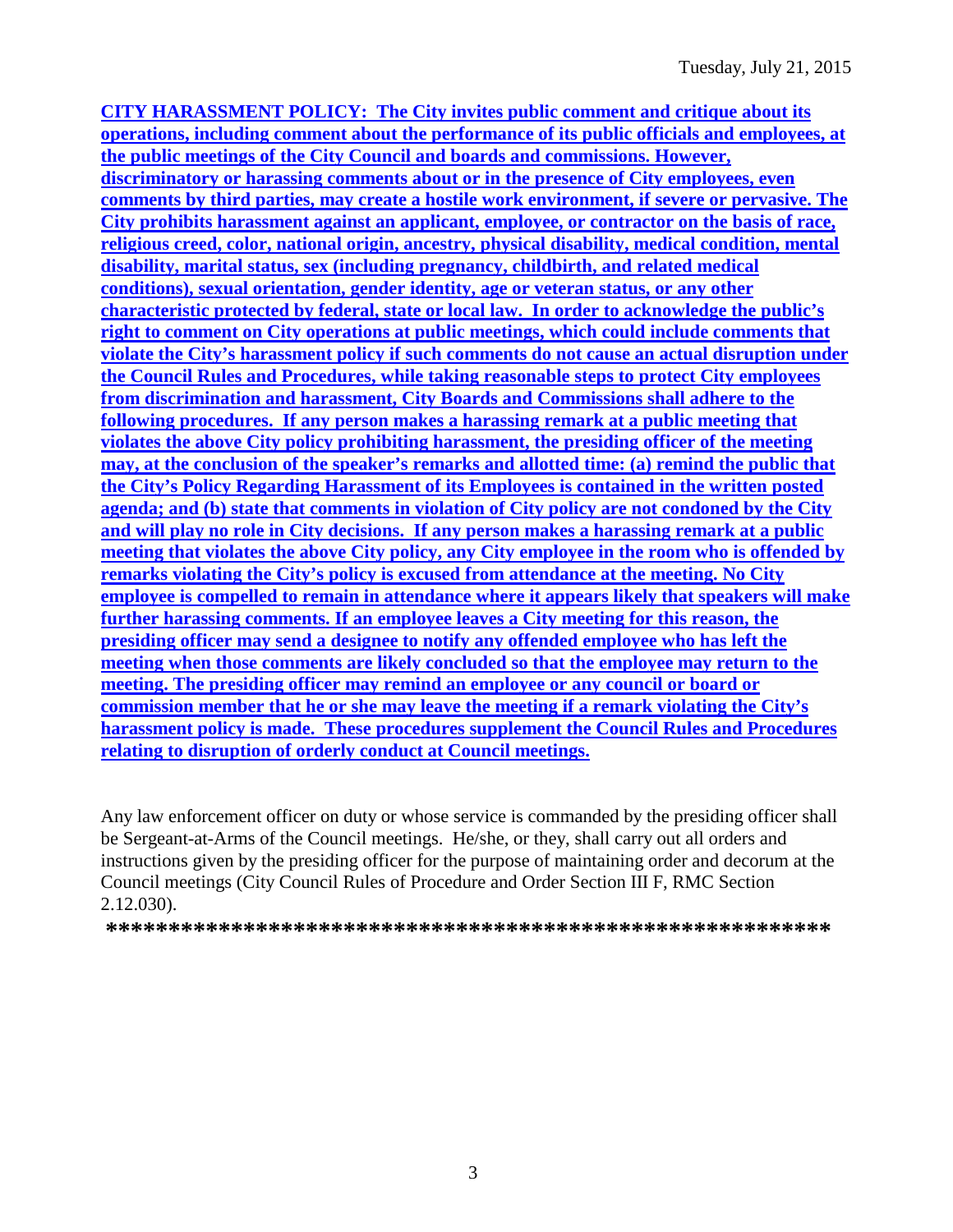**CITY HARASSMENT POLICY: The City invites public comment and critique about its operations, including comment about the performance of its public officials and employees, at the public meetings of the City Council and boards and commissions. However, discriminatory or harassing comments about or in the presence of City employees, even comments by third parties, may create a hostile work environment, if severe or pervasive. The City prohibits harassment against an applicant, employee, or contractor on the basis of race, religious creed, color, national origin, ancestry, physical disability, medical condition, mental disability, marital status, sex (including pregnancy, childbirth, and related medical conditions), sexual orientation, gender identity, age or veteran status, or any other characteristic protected by federal, state or local law. In order to acknowledge the public's right to comment on City operations at public meetings, which could include comments that violate the City's harassment policy if such comments do not cause an actual disruption under the Council Rules and Procedures, while taking reasonable steps to protect City employees from discrimination and harassment, City Boards and Commissions shall adhere to the following procedures. If any person makes a harassing remark at a public meeting that violates the above City policy prohibiting harassment, the presiding officer of the meeting may, at the conclusion of the speaker's remarks and allotted time: (a) remind the public that the City's Policy Regarding Harassment of its Employees is contained in the written posted agenda; and (b) state that comments in violation of City policy are not condoned by the City and will play no role in City decisions. If any person makes a harassing remark at a public meeting that violates the above City policy, any City employee in the room who is offended by remarks violating the City's policy is excused from attendance at the meeting. No City employee is compelled to remain in attendance where it appears likely that speakers will make further harassing comments. If an employee leaves a City meeting for this reason, the presiding officer may send a designee to notify any offended employee who has left the meeting when those comments are likely concluded so that the employee may return to the meeting. The presiding officer may remind an employee or any council or board or commission member that he or she may leave the meeting if a remark violating the City's harassment policy is made. These procedures supplement the Council Rules and Procedures relating to disruption of orderly conduct at Council meetings.**

Any law enforcement officer on duty or whose service is commanded by the presiding officer shall be Sergeant-at-Arms of the Council meetings. He/she, or they, shall carry out all orders and instructions given by the presiding officer for the purpose of maintaining order and decorum at the Council meetings (City Council Rules of Procedure and Order Section III F, RMC Section 2.12.030).

**\*\*\*\*\*\*\*\*\*\*\*\*\*\*\*\*\*\*\*\*\*\*\*\*\*\*\*\*\*\*\*\*\*\*\*\*\*\*\*\*\*\*\*\*\*\*\*\*\*\*\*\*\*\*\*\*\*\***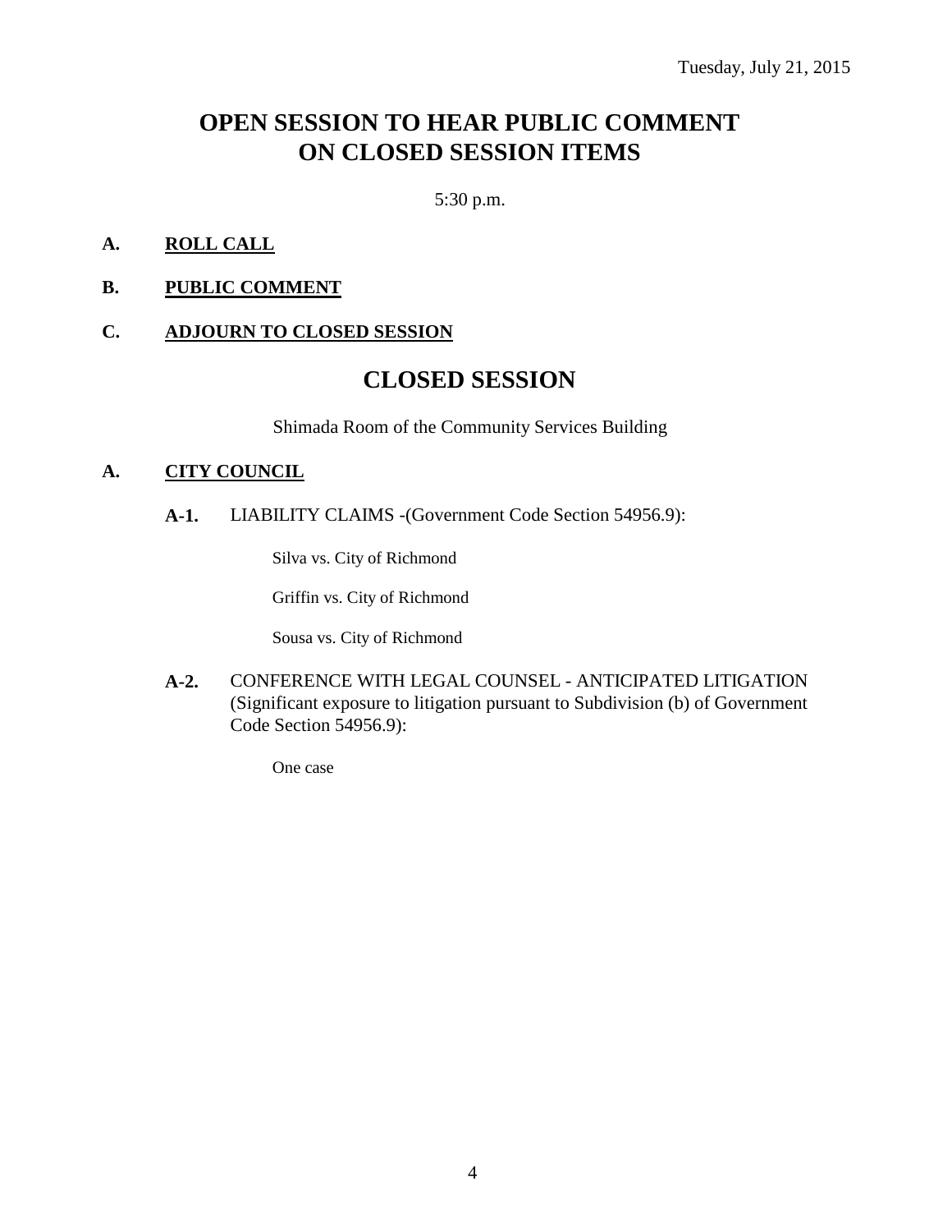Tuesday, July 21, 2015

# OPEN SESSION TO HEAR PUBLIC COMMENT ON CLOSED SESSION ITEMS

5:30 p.m.

**A. ROLL CALL**

**B. PUBLIC COMMENT**

**C. ADJOURN TO CLOSED SESSION**

# CLOSED SESSION

Shimada Room of the Community Services Building

**A. CITY COUNCIL**

**A-1.** LIABILITY CLAIMS -(Government Code Section 54956.9):

Silva vs. City of Richmond

Griffin vs. City of Richmond

Sousa vs. City of Richmond

**A-2.** CONFERENCE WITH LEGAL COUNSEL - ANTICIPATED LITIGATION (Significant exposure to litigation pursuant to Subdivision (b) of Government Code Section 54956.9):

One case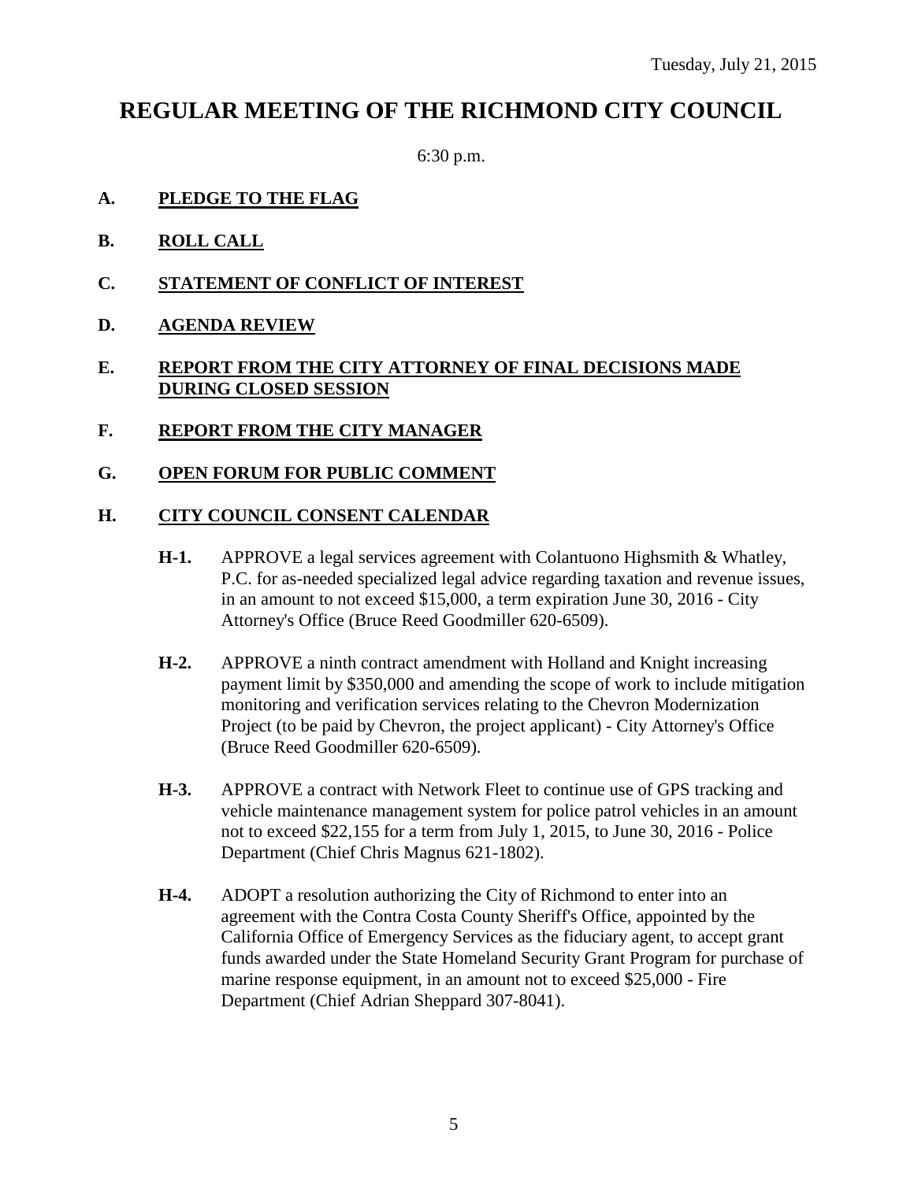Tuesday, July 21, 2015

# REGULAR MEETING OF THE RICHMOND CITY COUNCIL

6:30 p.m.

**A. PLEDGE TO THE FLAG**

**B. ROLL CALL**

**C. STATEMENT OF CONFLICT OF INTEREST**

**D. AGENDA REVIEW**

**E. REPORT FROM THE CITY ATTORNEY OF FINAL DECISIONS MADE DURING CLOSED SESSION**

**F. REPORT FROM THE CITY MANAGER**

**G. OPEN FORUM FOR PUBLIC COMMENT**

**H. CITY COUNCIL CONSENT CALENDAR**

**H-1.** APPROVE a legal services agreement with Colantuono Highsmith & Whatley, P.C. for as-needed specialized legal advice regarding taxation and revenue issues, in an amount to not exceed $15,000, a term expiration June 30, 2016 - City Attorney's Office (Bruce Reed Goodmiller 620-6509).

**H-2.** APPROVE a ninth contract amendment with Holland and Knight increasing payment limit by $350,000 and amending the scope of work to include mitigation monitoring and verification services relating to the Chevron Modernization Project (to be paid by Chevron, the project applicant) - City Attorney's Office (Bruce Reed Goodmiller 620-6509).

**H-3.** APPROVE a contract with Network Fleet to continue use of GPS tracking and vehicle maintenance management system for police patrol vehicles in an amount not to exceed $22,155 for a term from July 1, 2015, to June 30, 2016 - Police Department (Chief Chris Magnus 621-1802).

**H-4.** ADOPT a resolution authorizing the City of Richmond to enter into an agreement with the Contra Costa County Sheriff's Office, appointed by the California Office of Emergency Services as the fiduciary agent, to accept grant funds awarded under the State Homeland Security Grant Program for purchase of marine response equipment, in an amount not to exceed $25,000 - Fire Department (Chief Adrian Sheppard 307-8041).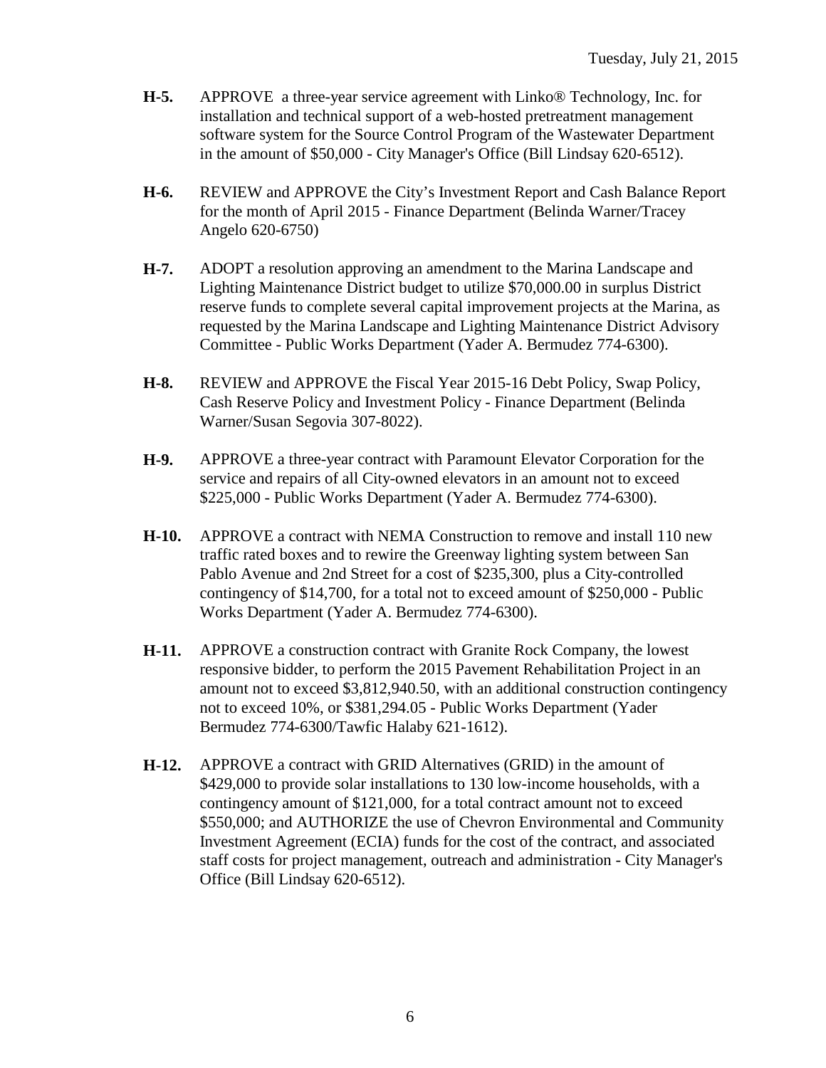**H-5.** APPROVE a three-year service agreement with Linko® Technology, Inc. for installation and technical support of a web-hosted pretreatment management software system for the Source Control Program of the Wastewater Department in the amount of $50,000 - City Manager's Office (Bill Lindsay 620-6512).

**H-6.** REVIEW and APPROVE the City's Investment Report and Cash Balance Report for the month of April 2015 - Finance Department (Belinda Warner/Tracey Angelo 620-6750)

**H-7.** ADOPT a resolution approving an amendment to the Marina Landscape and Lighting Maintenance District budget to utilize $70,000.00 in surplus District reserve funds to complete several capital improvement projects at the Marina, as requested by the Marina Landscape and Lighting Maintenance District Advisory Committee - Public Works Department (Yader A. Bermudez 774-6300).

**H-8.** REVIEW and APPROVE the Fiscal Year 2015-16 Debt Policy, Swap Policy, Cash Reserve Policy and Investment Policy - Finance Department (Belinda Warner/Susan Segovia 307-8022).

**H-9.** APPROVE a three-year contract with Paramount Elevator Corporation for the service and repairs of all City-owned elevators in an amount not to exceed $225,000 - Public Works Department (Yader A. Bermudez 774-6300).

**H-10.** APPROVE a contract with NEMA Construction to remove and install 110 new traffic rated boxes and to rewire the Greenway lighting system between San Pablo Avenue and 2nd Street for a cost of $235,300, plus a City-controlled contingency of $14,700, for a total not to exceed amount of $250,000 - Public Works Department (Yader A. Bermudez 774-6300).

**H-11.** APPROVE a construction contract with Granite Rock Company, the lowest responsive bidder, to perform the 2015 Pavement Rehabilitation Project in an amount not to exceed $3,812,940.50, with an additional construction contingency not to exceed 10%, or $381,294.05 - Public Works Department (Yader Bermudez 774-6300/Tawfic Halaby 621-1612).

**H-12.** APPROVE a contract with GRID Alternatives (GRID) in the amount of $429,000 to provide solar installations to 130 low-income households, with a contingency amount of $121,000, for a total contract amount not to exceed $550,000; and AUTHORIZE the use of Chevron Environmental and Community Investment Agreement (ECIA) funds for the cost of the contract, and associated staff costs for project management, outreach and administration - City Manager's Office (Bill Lindsay 620-6512).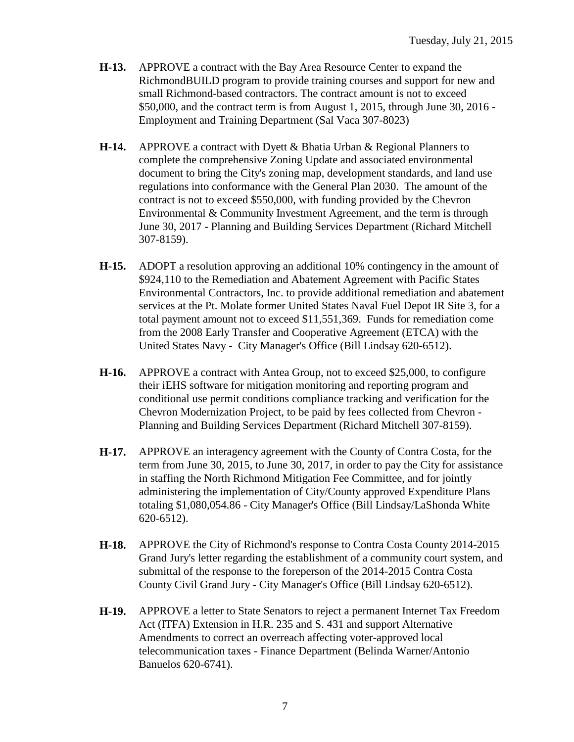**H-13.** APPROVE a contract with the Bay Area Resource Center to expand the RichmondBUILD program to provide training courses and support for new and small Richmond-based contractors. The contract amount is not to exceed $50,000, and the contract term is from August 1, 2015, through June 30, 2016 - Employment and Training Department (Sal Vaca 307-8023)

**H-14.** APPROVE a contract with Dyett & Bhatia Urban & Regional Planners to complete the comprehensive Zoning Update and associated environmental document to bring the City's zoning map, development standards, and land use regulations into conformance with the General Plan 2030. The amount of the contract is not to exceed $550,000, with funding provided by the Chevron Environmental & Community Investment Agreement, and the term is through June 30, 2017 - Planning and Building Services Department (Richard Mitchell 307-8159).

**H-15.** ADOPT a resolution approving an additional 10% contingency in the amount of $924,110 to the Remediation and Abatement Agreement with Pacific States Environmental Contractors, Inc. to provide additional remediation and abatement services at the Pt. Molate former United States Naval Fuel Depot IR Site 3, for a total payment amount not to exceed $11,551,369. Funds for remediation come from the 2008 Early Transfer and Cooperative Agreement (ETCA) with the United States Navy - City Manager's Office (Bill Lindsay 620-6512).

**H-16.** APPROVE a contract with Antea Group, not to exceed $25,000, to configure their iEHS software for mitigation monitoring and reporting program and conditional use permit conditions compliance tracking and verification for the Chevron Modernization Project, to be paid by fees collected from Chevron - Planning and Building Services Department (Richard Mitchell 307-8159).

**H-17.** APPROVE an interagency agreement with the County of Contra Costa, for the term from June 30, 2015, to June 30, 2017, in order to pay the City for assistance in staffing the North Richmond Mitigation Fee Committee, and for jointly administering the implementation of City/County approved Expenditure Plans totaling $1,080,054.86 - City Manager's Office (Bill Lindsay/LaShonda White 620-6512).

**H-18.** APPROVE the City of Richmond's response to Contra Costa County 2014-2015 Grand Jury's letter regarding the establishment of a community court system, and submittal of the response to the foreperson of the 2014-2015 Contra Costa County Civil Grand Jury - City Manager's Office (Bill Lindsay 620-6512).

**H-19.** APPROVE a letter to State Senators to reject a permanent Internet Tax Freedom Act (ITFA) Extension in H.R. 235 and S. 431 and support Alternative Amendments to correct an overreach affecting voter-approved local telecommunication taxes - Finance Department (Belinda Warner/Antonio Banuelos 620-6741).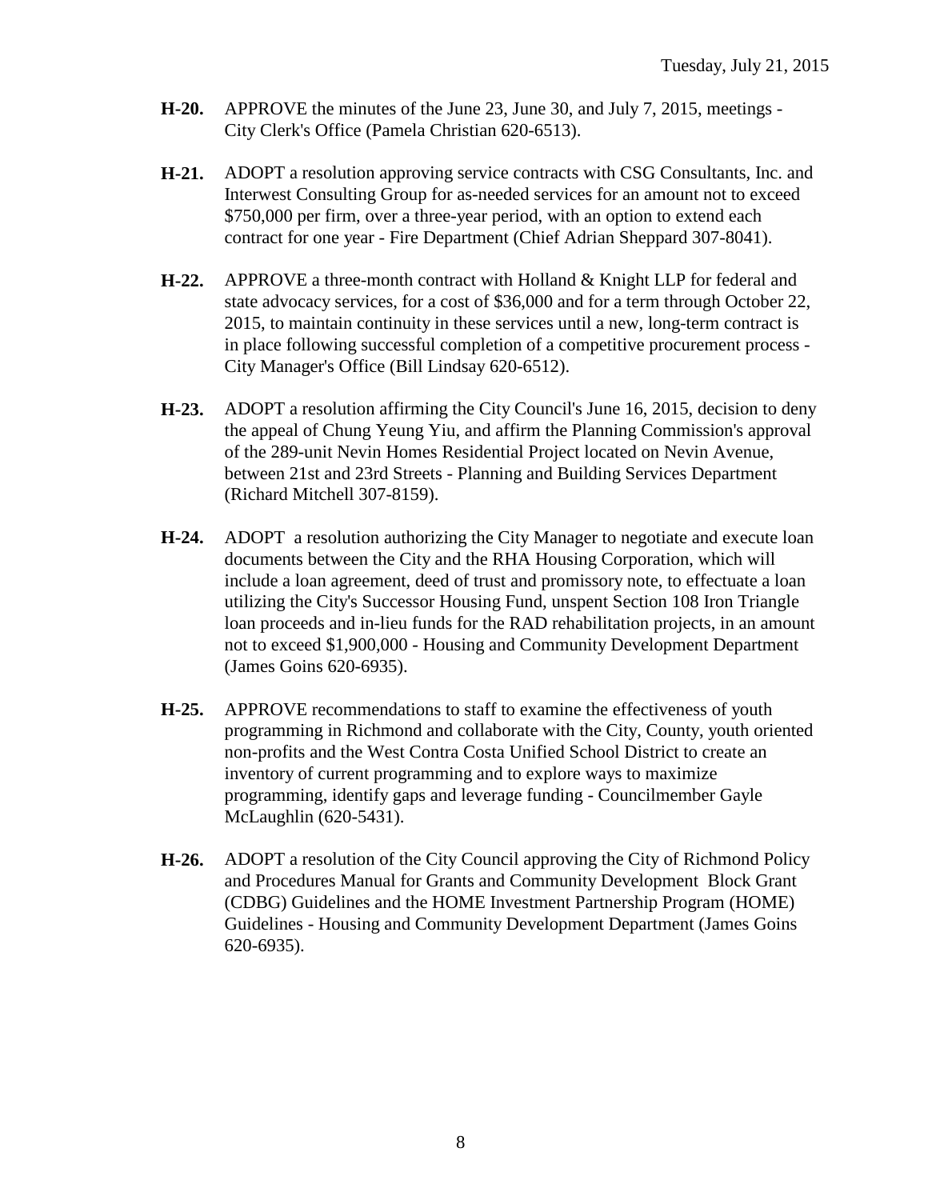**H-20.** APPROVE the minutes of the June 23, June 30, and July 7, 2015, meetings - City Clerk's Office (Pamela Christian 620-6513).

**H-21.** ADOPT a resolution approving service contracts with CSG Consultants, Inc. and Interwest Consulting Group for as-needed services for an amount not to exceed $750,000 per firm, over a three-year period, with an option to extend each contract for one year - Fire Department (Chief Adrian Sheppard 307-8041).

**H-22.** APPROVE a three-month contract with Holland & Knight LLP for federal and state advocacy services, for a cost of $36,000 and for a term through October 22, 2015, to maintain continuity in these services until a new, long-term contract is in place following successful completion of a competitive procurement process - City Manager's Office (Bill Lindsay 620-6512).

**H-23.** ADOPT a resolution affirming the City Council's June 16, 2015, decision to deny the appeal of Chung Yeung Yiu, and affirm the Planning Commission's approval of the 289-unit Nevin Homes Residential Project located on Nevin Avenue, between 21st and 23rd Streets - Planning and Building Services Department (Richard Mitchell 307-8159).

**H-24.** ADOPT a resolution authorizing the City Manager to negotiate and execute loan documents between the City and the RHA Housing Corporation, which will include a loan agreement, deed of trust and promissory note, to effectuate a loan utilizing the City's Successor Housing Fund, unspent Section 108 Iron Triangle loan proceeds and in-lieu funds for the RAD rehabilitation projects, in an amount not to exceed $1,900,000 - Housing and Community Development Department (James Goins 620-6935).

**H-25.** APPROVE recommendations to staff to examine the effectiveness of youth programming in Richmond and collaborate with the City, County, youth oriented non-profits and the West Contra Costa Unified School District to create an inventory of current programming and to explore ways to maximize programming, identify gaps and leverage funding - Councilmember Gayle McLaughlin (620-5431).

**H-26.** ADOPT a resolution of the City Council approving the City of Richmond Policy and Procedures Manual for Grants and Community Development Block Grant (CDBG) Guidelines and the HOME Investment Partnership Program (HOME) Guidelines - Housing and Community Development Department (James Goins 620-6935).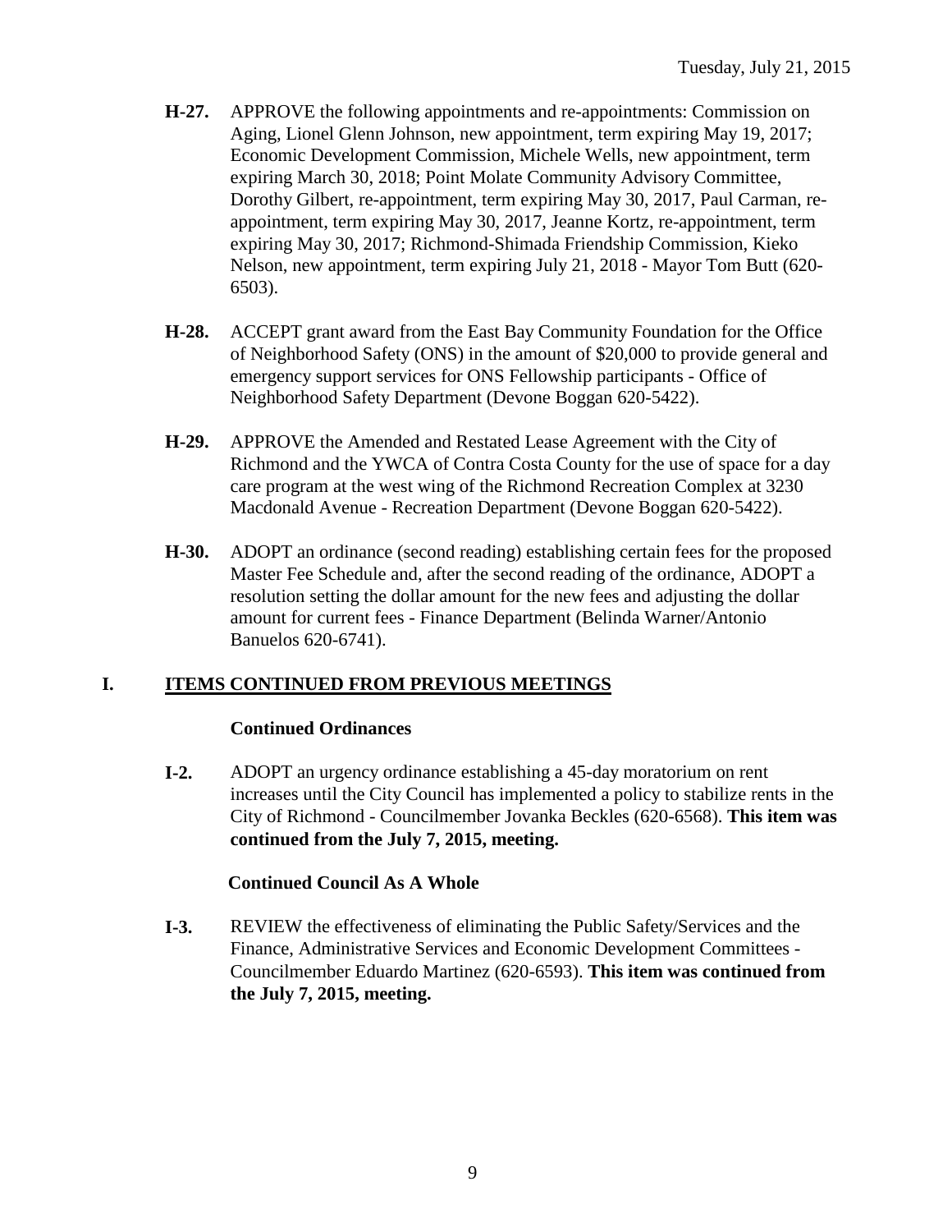**H-27.** APPROVE the following appointments and re-appointments: Commission on Aging, Lionel Glenn Johnson, new appointment, term expiring May 19, 2017; Economic Development Commission, Michele Wells, new appointment, term expiring March 30, 2018; Point Molate Community Advisory Committee, Dorothy Gilbert, re-appointment, term expiring May 30, 2017, Paul Carman, re-appointment, term expiring May 30, 2017, Jeanne Kortz, re-appointment, term expiring May 30, 2017; Richmond-Shimada Friendship Commission, Kieko Nelson, new appointment, term expiring July 21, 2018 - Mayor Tom Butt (620-6503).

**H-28.** ACCEPT grant award from the East Bay Community Foundation for the Office of Neighborhood Safety (ONS) in the amount of $20,000 to provide general and emergency support services for ONS Fellowship participants - Office of Neighborhood Safety Department (Devone Boggan 620-5422).

**H-29.** APPROVE the Amended and Restated Lease Agreement with the City of Richmond and the YWCA of Contra Costa County for the use of space for a day care program at the west wing of the Richmond Recreation Complex at 3230 Macdonald Avenue - Recreation Department (Devone Boggan 620-5422).

**H-30.** ADOPT an ordinance (second reading) establishing certain fees for the proposed Master Fee Schedule and, after the second reading of the ordinance, ADOPT a resolution setting the dollar amount for the new fees and adjusting the dollar amount for current fees - Finance Department (Belinda Warner/Antonio Banuelos 620-6741).

## I. ITEMS CONTINUED FROM PREVIOUS MEETINGS

**Continued Ordinances**

**I-2.** ADOPT an urgency ordinance establishing a 45-day moratorium on rent increases until the City Council has implemented a policy to stabilize rents in the City of Richmond - Councilmember Jovanka Beckles (620-6568). **This item was continued from the July 7, 2015, meeting.**

**Continued Council As A Whole**

**I-3.** REVIEW the effectiveness of eliminating the Public Safety/Services and the Finance, Administrative Services and Economic Development Committees - Councilmember Eduardo Martinez (620-6593). **This item was continued from the July 7, 2015, meeting.**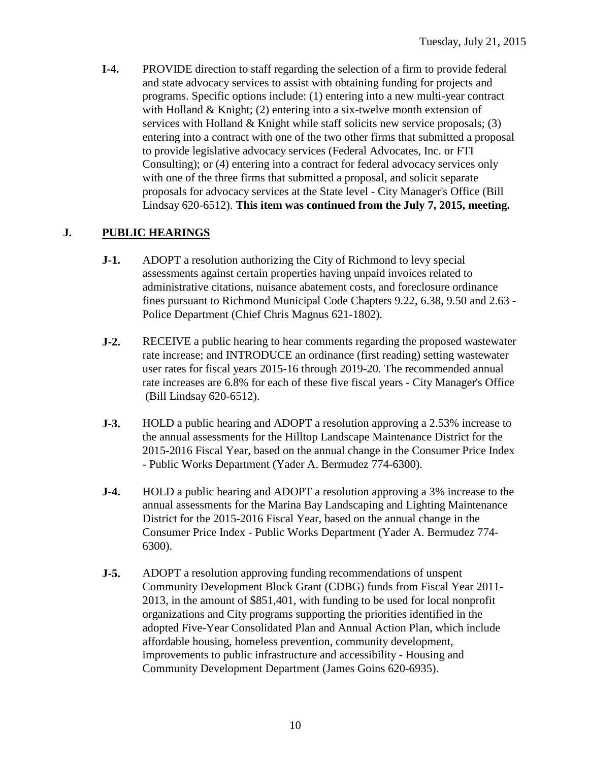**I-4.** PROVIDE direction to staff regarding the selection of a firm to provide federal and state advocacy services to assist with obtaining funding for projects and programs. Specific options include: (1) entering into a new multi-year contract with Holland & Knight; (2) entering into a six-twelve month extension of services with Holland & Knight while staff solicits new service proposals; (3) entering into a contract with one of the two other firms that submitted a proposal to provide legislative advocacy services (Federal Advocates, Inc. or FTI Consulting); or (4) entering into a contract for federal advocacy services only with one of the three firms that submitted a proposal, and solicit separate proposals for advocacy services at the State level - City Manager's Office (Bill Lindsay 620-6512). **This item was continued from the July 7, 2015, meeting.**

## J. PUBLIC HEARINGS

**J-1.** ADOPT a resolution authorizing the City of Richmond to levy special assessments against certain properties having unpaid invoices related to administrative citations, nuisance abatement costs, and foreclosure ordinance fines pursuant to Richmond Municipal Code Chapters 9.22, 6.38, 9.50 and 2.63 - Police Department (Chief Chris Magnus 621-1802).

**J-2.** RECEIVE a public hearing to hear comments regarding the proposed wastewater rate increase; and INTRODUCE an ordinance (first reading) setting wastewater user rates for fiscal years 2015-16 through 2019-20. The recommended annual rate increases are 6.8% for each of these five fiscal years - City Manager's Office (Bill Lindsay 620-6512).

**J-3.** HOLD a public hearing and ADOPT a resolution approving a 2.53% increase to the annual assessments for the Hilltop Landscape Maintenance District for the 2015-2016 Fiscal Year, based on the annual change in the Consumer Price Index - Public Works Department (Yader A. Bermudez 774-6300).

**J-4.** HOLD a public hearing and ADOPT a resolution approving a 3% increase to the annual assessments for the Marina Bay Landscaping and Lighting Maintenance District for the 2015-2016 Fiscal Year, based on the annual change in the Consumer Price Index - Public Works Department (Yader A. Bermudez 774-6300).

**J-5.** ADOPT a resolution approving funding recommendations of unspent Community Development Block Grant (CDBG) funds from Fiscal Year 2011-2013, in the amount of $851,401, with funding to be used for local nonprofit organizations and City programs supporting the priorities identified in the adopted Five-Year Consolidated Plan and Annual Action Plan, which include affordable housing, homeless prevention, community development, improvements to public infrastructure and accessibility - Housing and Community Development Department (James Goins 620-6935).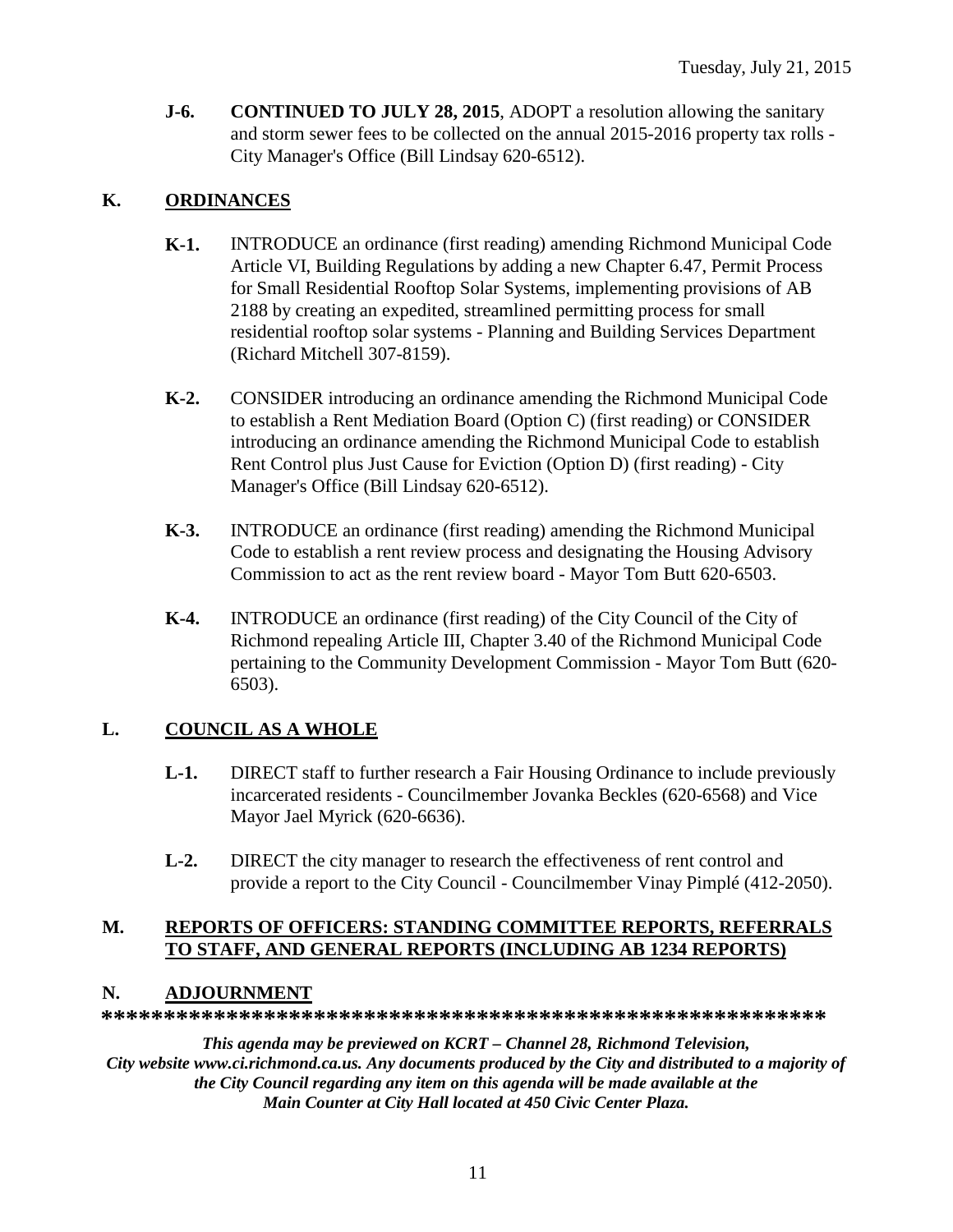**J-6.** **CONTINUED TO JULY 28, 2015**, ADOPT a resolution allowing the sanitary and storm sewer fees to be collected on the annual 2015-2016 property tax rolls - City Manager's Office (Bill Lindsay 620-6512).

## K. ORDINANCES

**K-1.** INTRODUCE an ordinance (first reading) amending Richmond Municipal Code Article VI, Building Regulations by adding a new Chapter 6.47, Permit Process for Small Residential Rooftop Solar Systems, implementing provisions of AB 2188 by creating an expedited, streamlined permitting process for small residential rooftop solar systems - Planning and Building Services Department (Richard Mitchell 307-8159).

**K-2.** CONSIDER introducing an ordinance amending the Richmond Municipal Code to establish a Rent Mediation Board (Option C) (first reading) or CONSIDER introducing an ordinance amending the Richmond Municipal Code to establish Rent Control plus Just Cause for Eviction (Option D) (first reading) - City Manager's Office (Bill Lindsay 620-6512).

**K-3.** INTRODUCE an ordinance (first reading) amending the Richmond Municipal Code to establish a rent review process and designating the Housing Advisory Commission to act as the rent review board - Mayor Tom Butt 620-6503.

**K-4.** INTRODUCE an ordinance (first reading) of the City Council of the City of Richmond repealing Article III, Chapter 3.40 of the Richmond Municipal Code pertaining to the Community Development Commission - Mayor Tom Butt (620-6503).

## L. COUNCIL AS A WHOLE

**L-1.** DIRECT staff to further research a Fair Housing Ordinance to include previously incarcerated residents - Councilmember Jovanka Beckles (620-6568) and Vice Mayor Jael Myrick (620-6636).

**L-2.** DIRECT the city manager to research the effectiveness of rent control and provide a report to the City Council - Councilmember Vinay Pimplé (412-2050).

## M. REPORTS OF OFFICERS: STANDING COMMITTEE REPORTS, REFERRALS TO STAFF, AND GENERAL REPORTS (INCLUDING AB 1234 REPORTS)

## N. ADJOURNMENT

**************************************************************

***This agenda may be previewed on KCRT – Channel 28, Richmond Television, City website www.ci.richmond.ca.us. Any documents produced by the City and distributed to a majority of the City Council regarding any item on this agenda will be made available at the Main Counter at City Hall located at 450 Civic Center Plaza.***